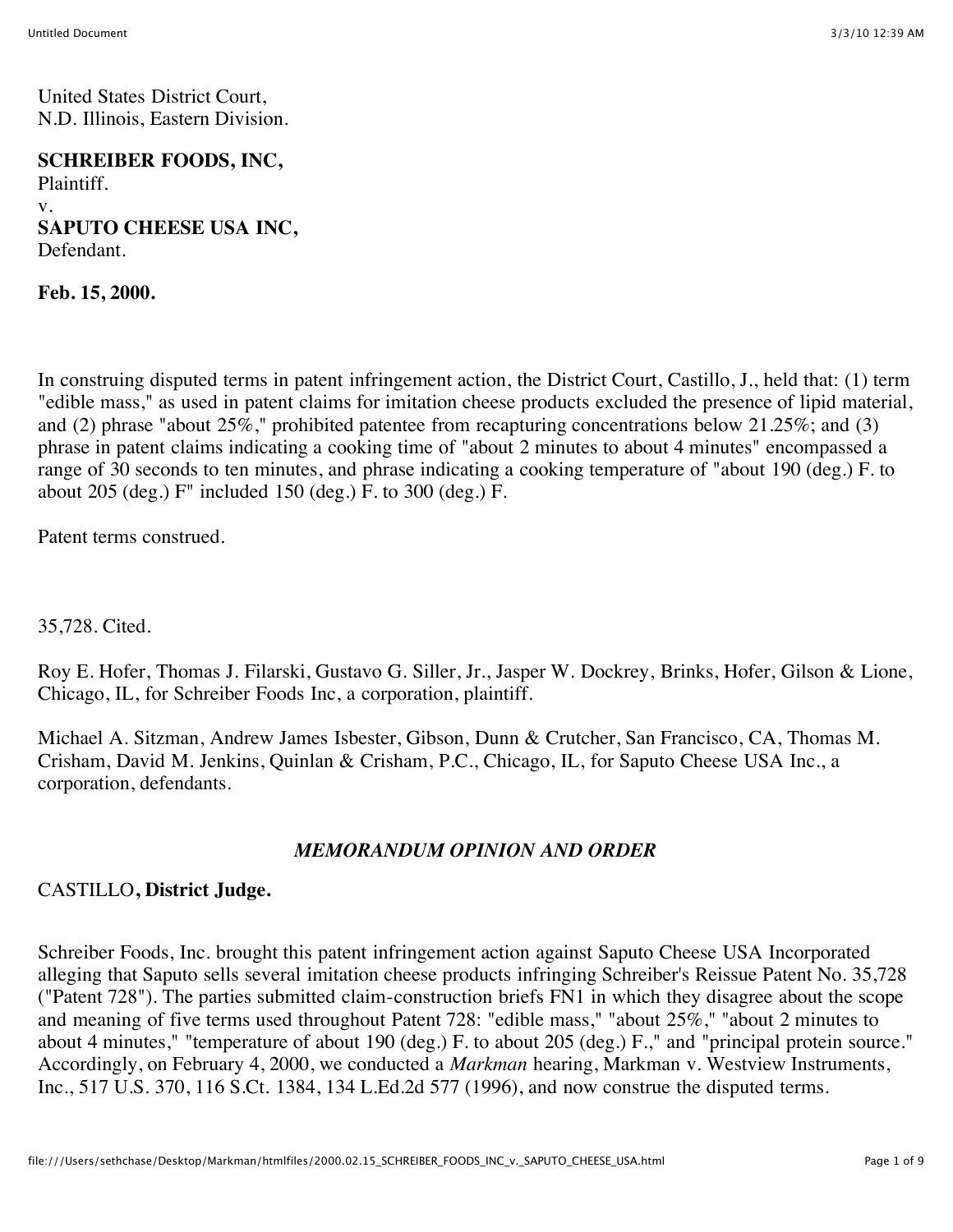United States District Court,
N.D. Illinois, Eastern Division.

**SCHREIBER FOODS, INC,**
Plaintiff.
v.
**SAPUTO CHEESE USA INC,**
Defendant.

**Feb. 15, 2000.**

In construing disputed terms in patent infringement action, the District Court, Castillo, J., held that: (1) term "edible mass," as used in patent claims for imitation cheese products excluded the presence of lipid material, and (2) phrase "about 25%," prohibited patentee from recapturing concentrations below 21.25%; and (3) phrase in patent claims indicating a cooking time of "about 2 minutes to about 4 minutes" encompassed a range of 30 seconds to ten minutes, and phrase indicating a cooking temperature of "about 190 (deg.) F. to about 205 (deg.) F" included 150 (deg.) F. to 300 (deg.) F.

Patent terms construed.

35,728. Cited.

Roy E. Hofer, Thomas J. Filarski, Gustavo G. Siller, Jr., Jasper W. Dockrey, Brinks, Hofer, Gilson & Lione, Chicago, IL, for Schreiber Foods Inc, a corporation, plaintiff.

Michael A. Sitzman, Andrew James Isbester, Gibson, Dunn & Crutcher, San Francisco, CA, Thomas M. Crisham, David M. Jenkins, Quinlan & Crisham, P.C., Chicago, IL, for Saputo Cheese USA Inc., a corporation, defendants.

## *MEMORANDUM OPINION AND ORDER*

CASTILLO**, District Judge.**

Schreiber Foods, Inc. brought this patent infringement action against Saputo Cheese USA Incorporated alleging that Saputo sells several imitation cheese products infringing Schreiber's Reissue Patent No. 35,728 ("Patent 728"). The parties submitted claim-construction briefs FN1 in which they disagree about the scope and meaning of five terms used throughout Patent 728: "edible mass," "about 25%," "about 2 minutes to about 4 minutes," "temperature of about 190 (deg.) F. to about 205 (deg.) F.," and "principal protein source." Accordingly, on February 4, 2000, we conducted a *Markman* hearing, Markman v. Westview Instruments, Inc., 517 U.S. 370, 116 S.Ct. 1384, 134 L.Ed.2d 577 (1996), and now construe the disputed terms.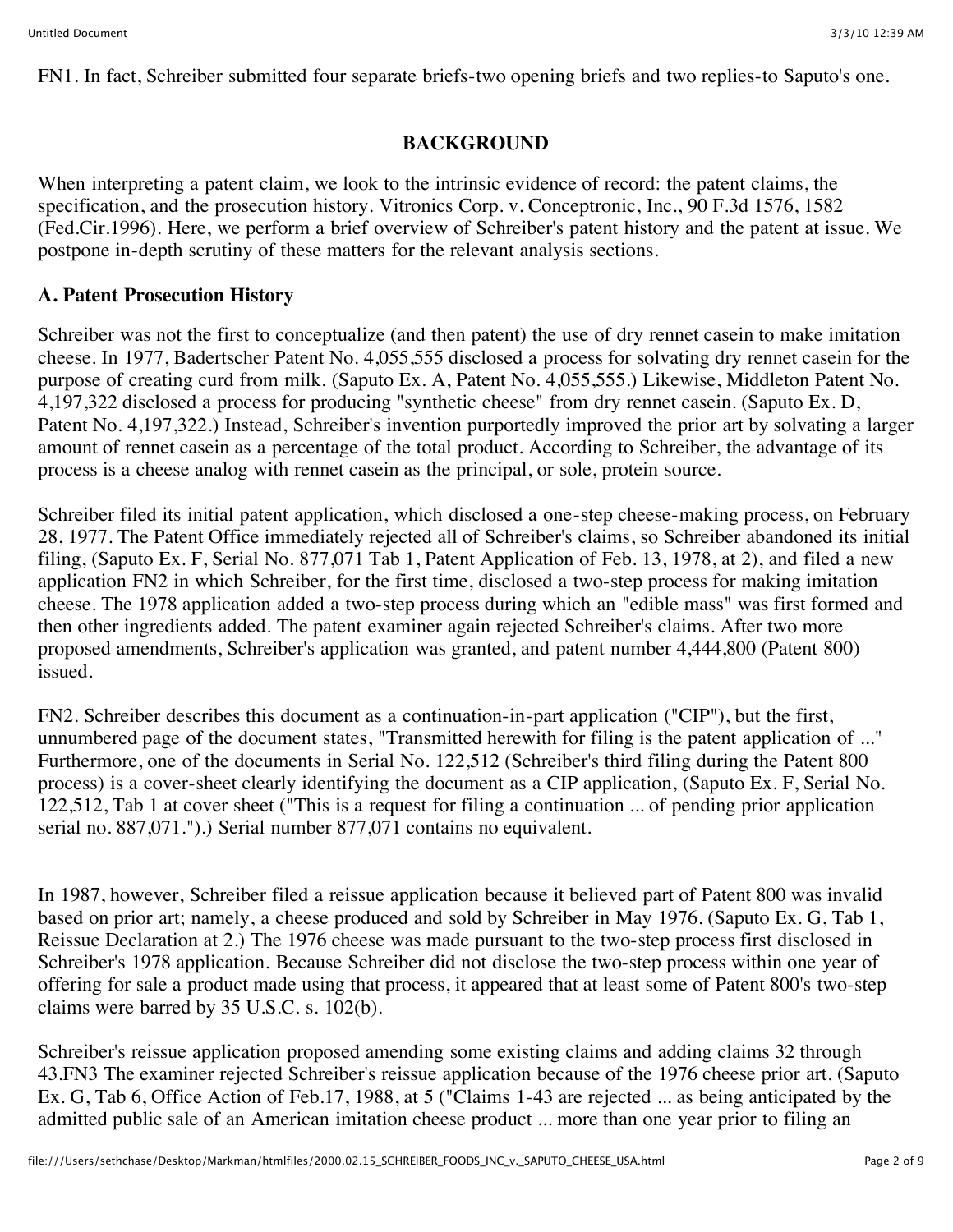FN1. In fact, Schreiber submitted four separate briefs-two opening briefs and two replies-to Saputo's one.

## BACKGROUND

When interpreting a patent claim, we look to the intrinsic evidence of record: the patent claims, the specification, and the prosecution history. Vitronics Corp. v. Conceptronic, Inc., 90 F.3d 1576, 1582 (Fed.Cir.1996). Here, we perform a brief overview of Schreiber's patent history and the patent at issue. We postpone in-depth scrutiny of these matters for the relevant analysis sections.

### A. Patent Prosecution History

Schreiber was not the first to conceptualize (and then patent) the use of dry rennet casein to make imitation cheese. In 1977, Badertscher Patent No. 4,055,555 disclosed a process for solvating dry rennet casein for the purpose of creating curd from milk. (Saputo Ex. A, Patent No. 4,055,555.) Likewise, Middleton Patent No. 4,197,322 disclosed a process for producing "synthetic cheese" from dry rennet casein. (Saputo Ex. D, Patent No. 4,197,322.) Instead, Schreiber's invention purportedly improved the prior art by solvating a larger amount of rennet casein as a percentage of the total product. According to Schreiber, the advantage of its process is a cheese analog with rennet casein as the principal, or sole, protein source.

Schreiber filed its initial patent application, which disclosed a one-step cheese-making process, on February 28, 1977. The Patent Office immediately rejected all of Schreiber's claims, so Schreiber abandoned its initial filing, (Saputo Ex. F, Serial No. 877,071 Tab 1, Patent Application of Feb. 13, 1978, at 2), and filed a new application FN2 in which Schreiber, for the first time, disclosed a two-step process for making imitation cheese. The 1978 application added a two-step process during which an "edible mass" was first formed and then other ingredients added. The patent examiner again rejected Schreiber's claims. After two more proposed amendments, Schreiber's application was granted, and patent number 4,444,800 (Patent 800) issued.

FN2. Schreiber describes this document as a continuation-in-part application ("CIP"), but the first, unnumbered page of the document states, "Transmitted herewith for filing is the patent application of ..." Furthermore, one of the documents in Serial No. 122,512 (Schreiber's third filing during the Patent 800 process) is a cover-sheet clearly identifying the document as a CIP application, (Saputo Ex. F, Serial No. 122,512, Tab 1 at cover sheet ("This is a request for filing a continuation ... of pending prior application serial no. 887,071.").) Serial number 877,071 contains no equivalent.

In 1987, however, Schreiber filed a reissue application because it believed part of Patent 800 was invalid based on prior art; namely, a cheese produced and sold by Schreiber in May 1976. (Saputo Ex. G, Tab 1, Reissue Declaration at 2.) The 1976 cheese was made pursuant to the two-step process first disclosed in Schreiber's 1978 application. Because Schreiber did not disclose the two-step process within one year of offering for sale a product made using that process, it appeared that at least some of Patent 800's two-step claims were barred by 35 U.S.C. s. 102(b).

Schreiber's reissue application proposed amending some existing claims and adding claims 32 through 43.FN3 The examiner rejected Schreiber's reissue application because of the 1976 cheese prior art. (Saputo Ex. G, Tab 6, Office Action of Feb.17, 1988, at 5 ("Claims 1-43 are rejected ... as being anticipated by the admitted public sale of an American imitation cheese product ... more than one year prior to filing an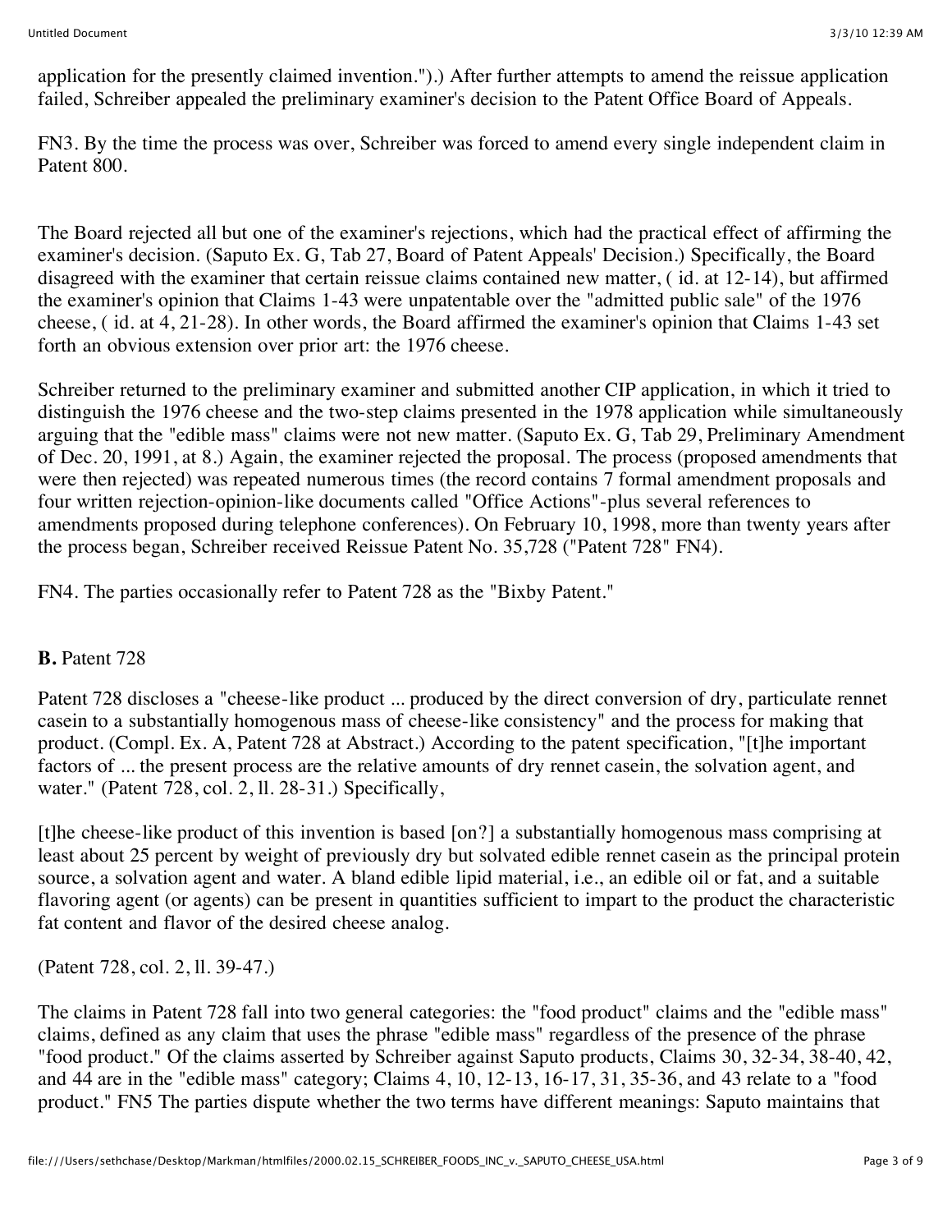application for the presently claimed invention.").) After further attempts to amend the reissue application failed, Schreiber appealed the preliminary examiner's decision to the Patent Office Board of Appeals.

FN3. By the time the process was over, Schreiber was forced to amend every single independent claim in Patent 800.

The Board rejected all but one of the examiner's rejections, which had the practical effect of affirming the examiner's decision. (Saputo Ex. G, Tab 27, Board of Patent Appeals' Decision.) Specifically, the Board disagreed with the examiner that certain reissue claims contained new matter, ( id. at 12-14), but affirmed the examiner's opinion that Claims 1-43 were unpatentable over the "admitted public sale" of the 1976 cheese, ( id. at 4, 21-28). In other words, the Board affirmed the examiner's opinion that Claims 1-43 set forth an obvious extension over prior art: the 1976 cheese.

Schreiber returned to the preliminary examiner and submitted another CIP application, in which it tried to distinguish the 1976 cheese and the two-step claims presented in the 1978 application while simultaneously arguing that the "edible mass" claims were not new matter. (Saputo Ex. G, Tab 29, Preliminary Amendment of Dec. 20, 1991, at 8.) Again, the examiner rejected the proposal. The process (proposed amendments that were then rejected) was repeated numerous times (the record contains 7 formal amendment proposals and four written rejection-opinion-like documents called "Office Actions"-plus several references to amendments proposed during telephone conferences). On February 10, 1998, more than twenty years after the process began, Schreiber received Reissue Patent No. 35,728 ("Patent 728" FN4).

FN4. The parties occasionally refer to Patent 728 as the "Bixby Patent."

**B.** Patent 728

Patent 728 discloses a "cheese-like product ... produced by the direct conversion of dry, particulate rennet casein to a substantially homogenous mass of cheese-like consistency" and the process for making that product. (Compl. Ex. A, Patent 728 at Abstract.) According to the patent specification, "[t]he important factors of ... the present process are the relative amounts of dry rennet casein, the solvation agent, and water." (Patent 728, col. 2, ll. 28-31.) Specifically,

[t]he cheese-like product of this invention is based [on?] a substantially homogenous mass comprising at least about 25 percent by weight of previously dry but solvated edible rennet casein as the principal protein source, a solvation agent and water. A bland edible lipid material, i.e., an edible oil or fat, and a suitable flavoring agent (or agents) can be present in quantities sufficient to impart to the product the characteristic fat content and flavor of the desired cheese analog.

(Patent 728, col. 2, ll. 39-47.)

The claims in Patent 728 fall into two general categories: the "food product" claims and the "edible mass" claims, defined as any claim that uses the phrase "edible mass" regardless of the presence of the phrase "food product." Of the claims asserted by Schreiber against Saputo products, Claims 30, 32-34, 38-40, 42, and 44 are in the "edible mass" category; Claims 4, 10, 12-13, 16-17, 31, 35-36, and 43 relate to a "food product." FN5 The parties dispute whether the two terms have different meanings: Saputo maintains that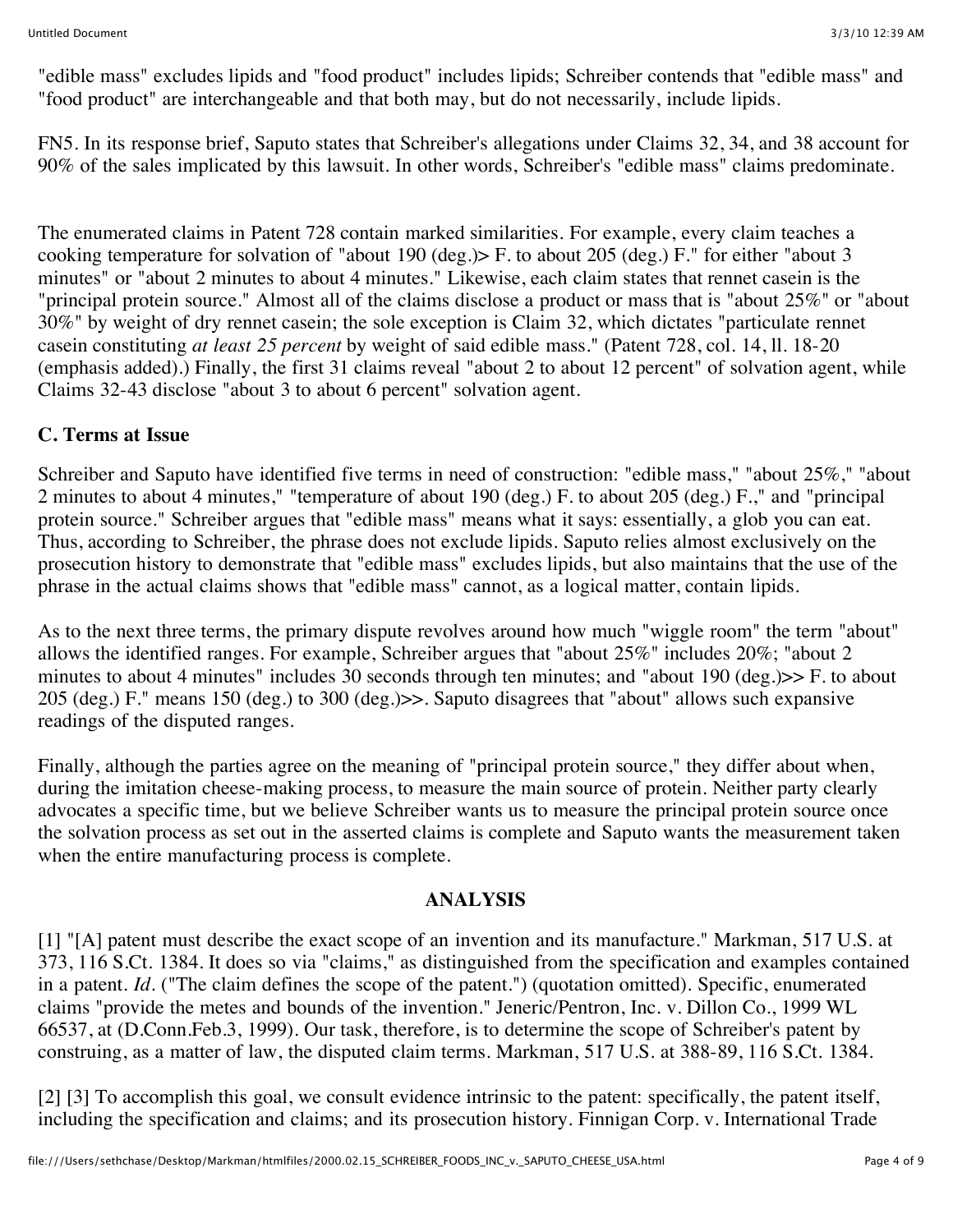"edible mass" excludes lipids and "food product" includes lipids; Schreiber contends that "edible mass" and "food product" are interchangeable and that both may, but do not necessarily, include lipids.

FN5. In its response brief, Saputo states that Schreiber's allegations under Claims 32, 34, and 38 account for 90% of the sales implicated by this lawsuit. In other words, Schreiber's "edible mass" claims predominate.

The enumerated claims in Patent 728 contain marked similarities. For example, every claim teaches a cooking temperature for solvation of "about 190 (deg.)> F. to about 205 (deg.) F." for either "about 3 minutes" or "about 2 minutes to about 4 minutes." Likewise, each claim states that rennet casein is the "principal protein source." Almost all of the claims disclose a product or mass that is "about 25%" or "about 30%" by weight of dry rennet casein; the sole exception is Claim 32, which dictates "particulate rennet casein constituting *at least 25 percent* by weight of said edible mass." (Patent 728, col. 14, ll. 18-20 (emphasis added).) Finally, the first 31 claims reveal "about 2 to about 12 percent" of solvation agent, while Claims 32-43 disclose "about 3 to about 6 percent" solvation agent.

### C. Terms at Issue

Schreiber and Saputo have identified five terms in need of construction: "edible mass," "about 25%," "about 2 minutes to about 4 minutes," "temperature of about 190 (deg.) F. to about 205 (deg.) F.," and "principal protein source." Schreiber argues that "edible mass" means what it says: essentially, a glob you can eat. Thus, according to Schreiber, the phrase does not exclude lipids. Saputo relies almost exclusively on the prosecution history to demonstrate that "edible mass" excludes lipids, but also maintains that the use of the phrase in the actual claims shows that "edible mass" cannot, as a logical matter, contain lipids.

As to the next three terms, the primary dispute revolves around how much "wiggle room" the term "about" allows the identified ranges. For example, Schreiber argues that "about 25%" includes 20%; "about 2 minutes to about 4 minutes" includes 30 seconds through ten minutes; and "about 190 (deg.)>> F. to about 205 (deg.) F." means 150 (deg.) to 300 (deg.)>>. Saputo disagrees that "about" allows such expansive readings of the disputed ranges.

Finally, although the parties agree on the meaning of "principal protein source," they differ about when, during the imitation cheese-making process, to measure the main source of protein. Neither party clearly advocates a specific time, but we believe Schreiber wants us to measure the principal protein source once the solvation process as set out in the asserted claims is complete and Saputo wants the measurement taken when the entire manufacturing process is complete.

## ANALYSIS

[1] "[A] patent must describe the exact scope of an invention and its manufacture." Markman, 517 U.S. at 373, 116 S.Ct. 1384. It does so via "claims," as distinguished from the specification and examples contained in a patent. *Id.* ("The claim defines the scope of the patent.") (quotation omitted). Specific, enumerated claims "provide the metes and bounds of the invention." Jeneric/Pentron, Inc. v. Dillon Co., 1999 WL 66537, at (D.Conn.Feb.3, 1999). Our task, therefore, is to determine the scope of Schreiber's patent by construing, as a matter of law, the disputed claim terms. Markman, 517 U.S. at 388-89, 116 S.Ct. 1384.

[2] [3] To accomplish this goal, we consult evidence intrinsic to the patent: specifically, the patent itself, including the specification and claims; and its prosecution history. Finnigan Corp. v. International Trade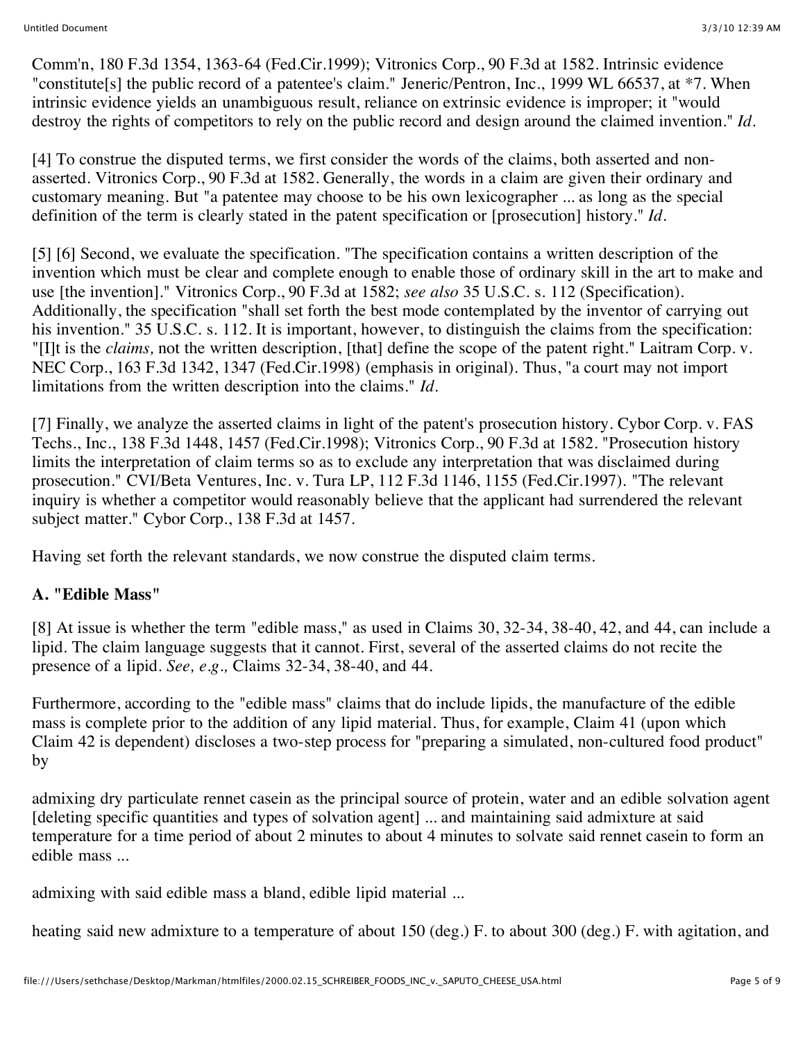Comm'n, 180 F.3d 1354, 1363-64 (Fed.Cir.1999); Vitronics Corp., 90 F.3d at 1582. Intrinsic evidence "constitute[s] the public record of a patentee's claim." Jeneric/Pentron, Inc., 1999 WL 66537, at *7. When intrinsic evidence yields an unambiguous result, reliance on extrinsic evidence is improper; it "would destroy the rights of competitors to rely on the public record and design around the claimed invention." *Id.*

[4] To construe the disputed terms, we first consider the words of the claims, both asserted and non-asserted. Vitronics Corp., 90 F.3d at 1582. Generally, the words in a claim are given their ordinary and customary meaning. But "a patentee may choose to be his own lexicographer ... as long as the special definition of the term is clearly stated in the patent specification or [prosecution] history." *Id.*

[5] [6] Second, we evaluate the specification. "The specification contains a written description of the invention which must be clear and complete enough to enable those of ordinary skill in the art to make and use [the invention]." Vitronics Corp., 90 F.3d at 1582; *see also* 35 U.S.C. s. 112 (Specification). Additionally, the specification "shall set forth the best mode contemplated by the inventor of carrying out his invention." 35 U.S.C. s. 112. It is important, however, to distinguish the claims from the specification: "[I]t is the *claims,* not the written description, [that] define the scope of the patent right." Laitram Corp. v. NEC Corp., 163 F.3d 1342, 1347 (Fed.Cir.1998) (emphasis in original). Thus, "a court may not import limitations from the written description into the claims." *Id.*

[7] Finally, we analyze the asserted claims in light of the patent's prosecution history. Cybor Corp. v. FAS Techs., Inc., 138 F.3d 1448, 1457 (Fed.Cir.1998); Vitronics Corp., 90 F.3d at 1582. "Prosecution history limits the interpretation of claim terms so as to exclude any interpretation that was disclaimed during prosecution." CVI/Beta Ventures, Inc. v. Tura LP, 112 F.3d 1146, 1155 (Fed.Cir.1997). "The relevant inquiry is whether a competitor would reasonably believe that the applicant had surrendered the relevant subject matter." Cybor Corp., 138 F.3d at 1457.

Having set forth the relevant standards, we now construe the disputed claim terms.

**A. "Edible Mass"**

[8] At issue is whether the term "edible mass," as used in Claims 30, 32-34, 38-40, 42, and 44, can include a lipid. The claim language suggests that it cannot. First, several of the asserted claims do not recite the presence of a lipid. *See, e.g.,* Claims 32-34, 38-40, and 44.

Furthermore, according to the "edible mass" claims that do include lipids, the manufacture of the edible mass is complete prior to the addition of any lipid material. Thus, for example, Claim 41 (upon which Claim 42 is dependent) discloses a two-step process for "preparing a simulated, non-cultured food product" by

admixing dry particulate rennet casein as the principal source of protein, water and an edible solvation agent [deleting specific quantities and types of solvation agent] ... and maintaining said admixture at said temperature for a time period of about 2 minutes to about 4 minutes to solvate said rennet casein to form an edible mass ...

admixing with said edible mass a bland, edible lipid material ...

heating said new admixture to a temperature of about 150 (deg.) F. to about 300 (deg.) F. with agitation, and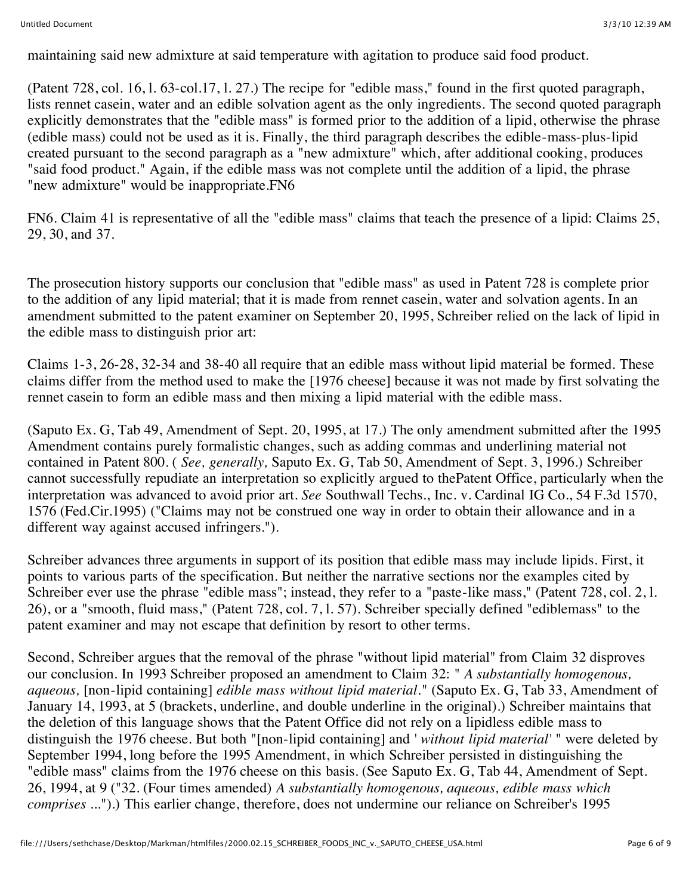maintaining said new admixture at said temperature with agitation to produce said food product.

(Patent 728, col. 16, l. 63-col.17, l. 27.) The recipe for "edible mass," found in the first quoted paragraph, lists rennet casein, water and an edible solvation agent as the only ingredients. The second quoted paragraph explicitly demonstrates that the "edible mass" is formed prior to the addition of a lipid, otherwise the phrase (edible mass) could not be used as it is. Finally, the third paragraph describes the edible-mass-plus-lipid created pursuant to the second paragraph as a "new admixture" which, after additional cooking, produces "said food product." Again, if the edible mass was not complete until the addition of a lipid, the phrase "new admixture" would be inappropriate.FN6

FN6. Claim 41 is representative of all the "edible mass" claims that teach the presence of a lipid: Claims 25, 29, 30, and 37.

The prosecution history supports our conclusion that "edible mass" as used in Patent 728 is complete prior to the addition of any lipid material; that it is made from rennet casein, water and solvation agents. In an amendment submitted to the patent examiner on September 20, 1995, Schreiber relied on the lack of lipid in the edible mass to distinguish prior art:

Claims 1-3, 26-28, 32-34 and 38-40 all require that an edible mass without lipid material be formed. These claims differ from the method used to make the [1976 cheese] because it was not made by first solvating the rennet casein to form an edible mass and then mixing a lipid material with the edible mass.

(Saputo Ex. G, Tab 49, Amendment of Sept. 20, 1995, at 17.) The only amendment submitted after the 1995 Amendment contains purely formalistic changes, such as adding commas and underlining material not contained in Patent 800. ( *See, generally,* Saputo Ex. G, Tab 50, Amendment of Sept. 3, 1996.) Schreiber cannot successfully repudiate an interpretation so explicitly argued to thePatent Office, particularly when the interpretation was advanced to avoid prior art. *See* Southwall Techs., Inc. v. Cardinal IG Co., 54 F.3d 1570, 1576 (Fed.Cir.1995) ("Claims may not be construed one way in order to obtain their allowance and in a different way against accused infringers.").

Schreiber advances three arguments in support of its position that edible mass may include lipids. First, it points to various parts of the specification. But neither the narrative sections nor the examples cited by Schreiber ever use the phrase "edible mass"; instead, they refer to a "paste-like mass," (Patent 728, col. 2, l. 26), or a "smooth, fluid mass," (Patent 728, col. 7, l. 57). Schreiber specially defined "ediblemass" to the patent examiner and may not escape that definition by resort to other terms.

Second, Schreiber argues that the removal of the phrase "without lipid material" from Claim 32 disproves our conclusion. In 1993 Schreiber proposed an amendment to Claim 32: " *A substantially homogenous, aqueous,* [non-lipid containing] *edible mass without lipid material*." (Saputo Ex. G, Tab 33, Amendment of January 14, 1993, at 5 (brackets, underline, and double underline in the original).) Schreiber maintains that the deletion of this language shows that the Patent Office did not rely on a lipidless edible mass to distinguish the 1976 cheese. But both "[non-lipid containing] and ' *without lipid material*' " were deleted by September 1994, long before the 1995 Amendment, in which Schreiber persisted in distinguishing the "edible mass" claims from the 1976 cheese on this basis. (See Saputo Ex. G, Tab 44, Amendment of Sept. 26, 1994, at 9 ("32. (Four times amended) *A substantially homogenous, aqueous, edible mass which comprises* ...").) This earlier change, therefore, does not undermine our reliance on Schreiber's 1995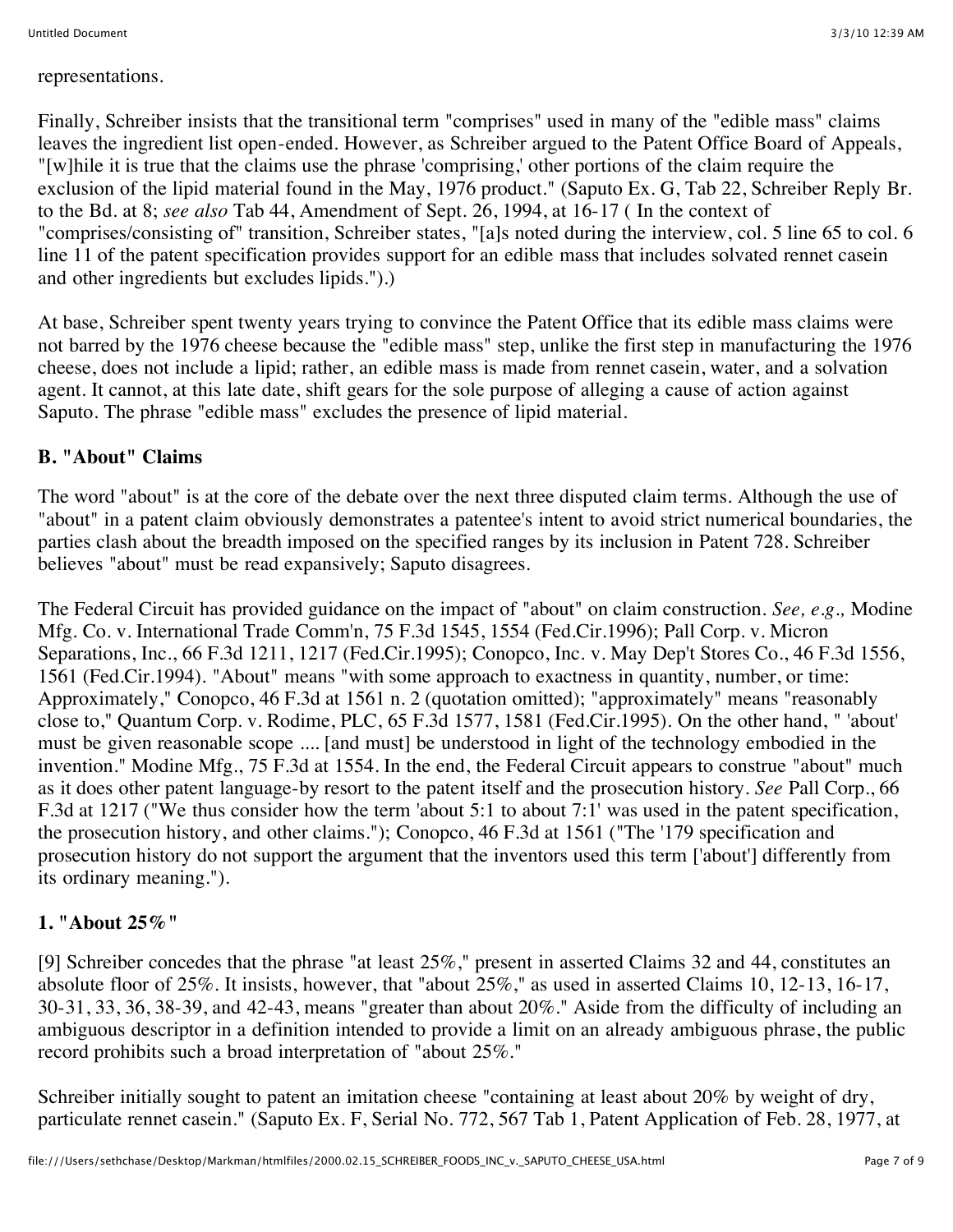representations.

Finally, Schreiber insists that the transitional term "comprises" used in many of the "edible mass" claims leaves the ingredient list open-ended. However, as Schreiber argued to the Patent Office Board of Appeals, "[w]hile it is true that the claims use the phrase 'comprising,' other portions of the claim require the exclusion of the lipid material found in the May, 1976 product." (Saputo Ex. G, Tab 22, Schreiber Reply Br. to the Bd. at 8; *see also* Tab 44, Amendment of Sept. 26, 1994, at 16-17 ( In the context of "comprises/consisting of" transition, Schreiber states, "[a]s noted during the interview, col. 5 line 65 to col. 6 line 11 of the patent specification provides support for an edible mass that includes solvated rennet casein and other ingredients but excludes lipids.").)

At base, Schreiber spent twenty years trying to convince the Patent Office that its edible mass claims were not barred by the 1976 cheese because the "edible mass" step, unlike the first step in manufacturing the 1976 cheese, does not include a lipid; rather, an edible mass is made from rennet casein, water, and a solvation agent. It cannot, at this late date, shift gears for the sole purpose of alleging a cause of action against Saputo. The phrase "edible mass" excludes the presence of lipid material.

### B. "About" Claims

The word "about" is at the core of the debate over the next three disputed claim terms. Although the use of "about" in a patent claim obviously demonstrates a patentee's intent to avoid strict numerical boundaries, the parties clash about the breadth imposed on the specified ranges by its inclusion in Patent 728. Schreiber believes "about" must be read expansively; Saputo disagrees.

The Federal Circuit has provided guidance on the impact of "about" on claim construction. *See, e.g.,* Modine Mfg. Co. v. International Trade Comm'n, 75 F.3d 1545, 1554 (Fed.Cir.1996); Pall Corp. v. Micron Separations, Inc., 66 F.3d 1211, 1217 (Fed.Cir.1995); Conopco, Inc. v. May Dep't Stores Co., 46 F.3d 1556, 1561 (Fed.Cir.1994). "About" means "with some approach to exactness in quantity, number, or time: Approximately," Conopco, 46 F.3d at 1561 n. 2 (quotation omitted); "approximately" means "reasonably close to," Quantum Corp. v. Rodime, PLC, 65 F.3d 1577, 1581 (Fed.Cir.1995). On the other hand, " 'about' must be given reasonable scope .... [and must] be understood in light of the technology embodied in the invention." Modine Mfg., 75 F.3d at 1554. In the end, the Federal Circuit appears to construe "about" much as it does other patent language-by resort to the patent itself and the prosecution history. *See* Pall Corp., 66 F.3d at 1217 ("We thus consider how the term 'about 5:1 to about 7:1' was used in the patent specification, the prosecution history, and other claims."); Conopco, 46 F.3d at 1561 ("The '179 specification and prosecution history do not support the argument that the inventors used this term ['about'] differently from its ordinary meaning.").

#### 1. "About 25%"

[9] Schreiber concedes that the phrase "at least 25%," present in asserted Claims 32 and 44, constitutes an absolute floor of 25%. It insists, however, that "about 25%," as used in asserted Claims 10, 12-13, 16-17, 30-31, 33, 36, 38-39, and 42-43, means "greater than about 20%." Aside from the difficulty of including an ambiguous descriptor in a definition intended to provide a limit on an already ambiguous phrase, the public record prohibits such a broad interpretation of "about 25%."

Schreiber initially sought to patent an imitation cheese "containing at least about 20% by weight of dry, particulate rennet casein." (Saputo Ex. F, Serial No. 772, 567 Tab 1, Patent Application of Feb. 28, 1977, at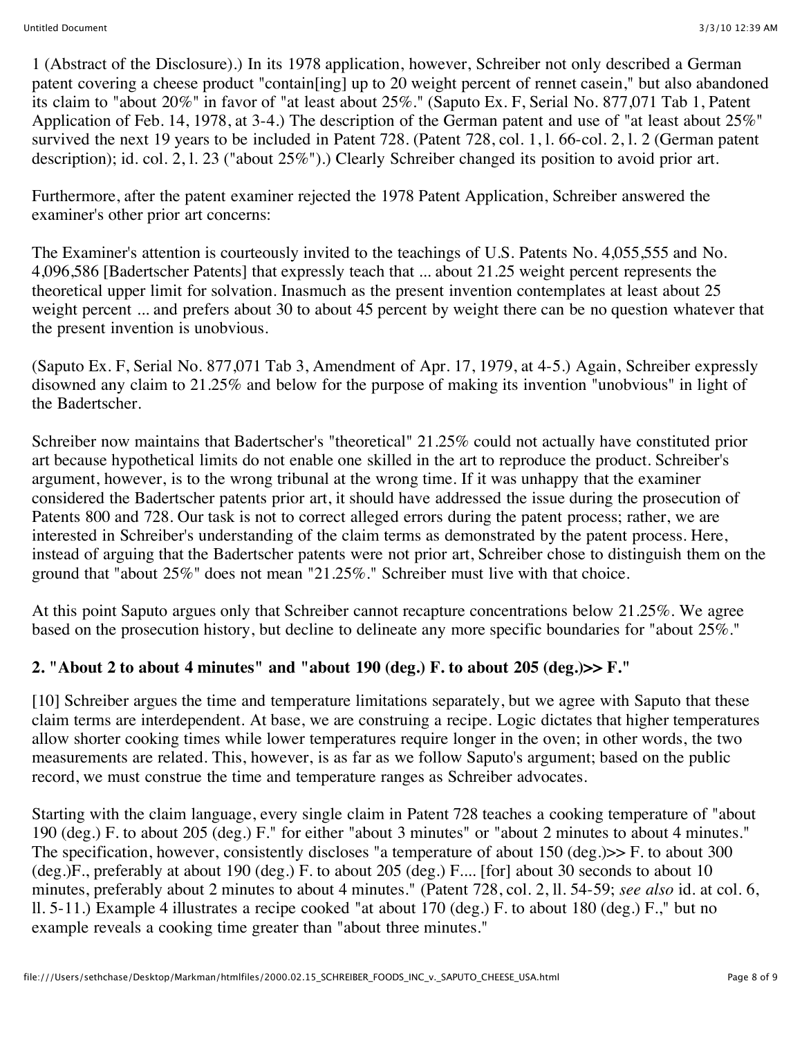1 (Abstract of the Disclosure).) In its 1978 application, however, Schreiber not only described a German patent covering a cheese product "contain[ing] up to 20 weight percent of rennet casein," but also abandoned its claim to "about 20%" in favor of "at least about 25%." (Saputo Ex. F, Serial No. 877,071 Tab 1, Patent Application of Feb. 14, 1978, at 3-4.) The description of the German patent and use of "at least about 25%" survived the next 19 years to be included in Patent 728. (Patent 728, col. 1, l. 66-col. 2, l. 2 (German patent description); id. col. 2, l. 23 ("about 25%").) Clearly Schreiber changed its position to avoid prior art.

Furthermore, after the patent examiner rejected the 1978 Patent Application, Schreiber answered the examiner's other prior art concerns:

The Examiner's attention is courteously invited to the teachings of U.S. Patents No. 4,055,555 and No. 4,096,586 [Badertscher Patents] that expressly teach that ... about 21.25 weight percent represents the theoretical upper limit for solvation. Inasmuch as the present invention contemplates at least about 25 weight percent ... and prefers about 30 to about 45 percent by weight there can be no question whatever that the present invention is unobvious.

(Saputo Ex. F, Serial No. 877,071 Tab 3, Amendment of Apr. 17, 1979, at 4-5.) Again, Schreiber expressly disowned any claim to 21.25% and below for the purpose of making its invention "unobvious" in light of the Badertscher.

Schreiber now maintains that Badertscher's "theoretical" 21.25% could not actually have constituted prior art because hypothetical limits do not enable one skilled in the art to reproduce the product. Schreiber's argument, however, is to the wrong tribunal at the wrong time. If it was unhappy that the examiner considered the Badertscher patents prior art, it should have addressed the issue during the prosecution of Patents 800 and 728. Our task is not to correct alleged errors during the patent process; rather, we are interested in Schreiber's understanding of the claim terms as demonstrated by the patent process. Here, instead of arguing that the Badertscher patents were not prior art, Schreiber chose to distinguish them on the ground that "about 25%" does not mean "21.25%." Schreiber must live with that choice.

At this point Saputo argues only that Schreiber cannot recapture concentrations below 21.25%. We agree based on the prosecution history, but decline to delineate any more specific boundaries for "about 25%."

### 2. "About 2 to about 4 minutes" and "about 190 (deg.) F. to about 205 (deg.)>> F."

[10] Schreiber argues the time and temperature limitations separately, but we agree with Saputo that these claim terms are interdependent. At base, we are construing a recipe. Logic dictates that higher temperatures allow shorter cooking times while lower temperatures require longer in the oven; in other words, the two measurements are related. This, however, is as far as we follow Saputo's argument; based on the public record, we must construe the time and temperature ranges as Schreiber advocates.

Starting with the claim language, every single claim in Patent 728 teaches a cooking temperature of "about 190 (deg.) F. to about 205 (deg.) F." for either "about 3 minutes" or "about 2 minutes to about 4 minutes." The specification, however, consistently discloses "a temperature of about 150 (deg.)>> F. to about 300 (deg.)F., preferably at about 190 (deg.) F. to about 205 (deg.) F.... [for] about 30 seconds to about 10 minutes, preferably about 2 minutes to about 4 minutes." (Patent 728, col. 2, ll. 54-59; *see also* id. at col. 6, ll. 5-11.) Example 4 illustrates a recipe cooked "at about 170 (deg.) F. to about 180 (deg.) F.," but no example reveals a cooking time greater than "about three minutes."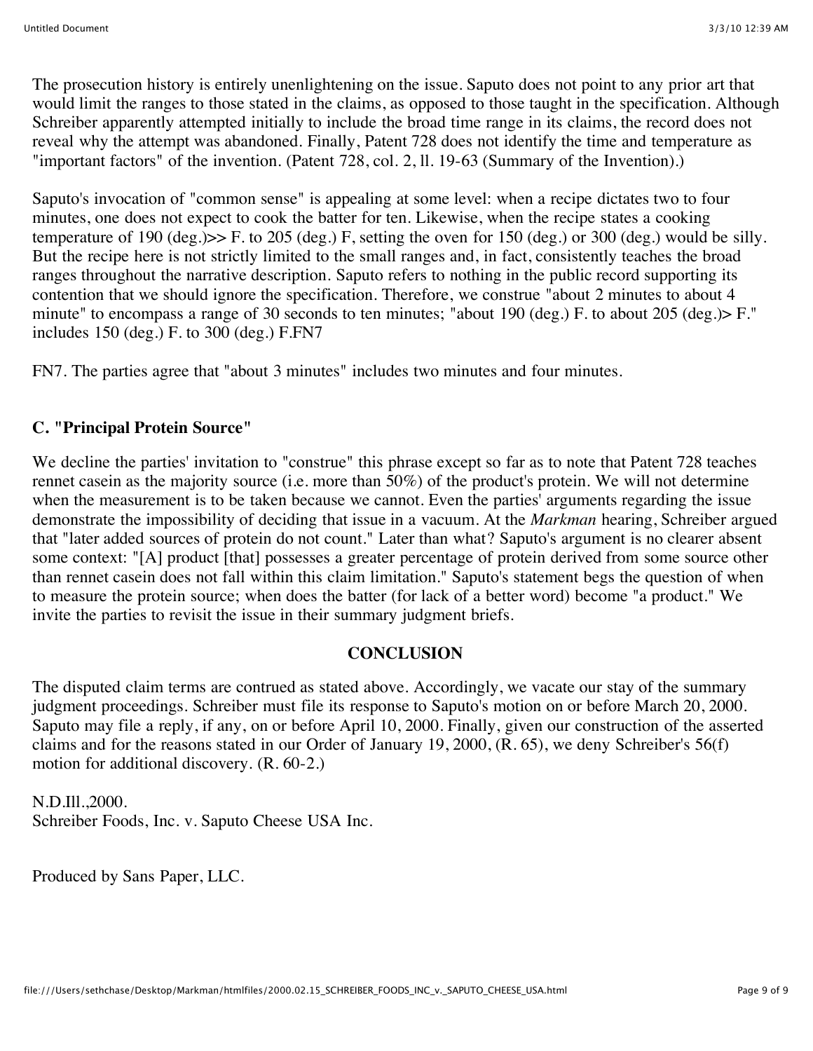The prosecution history is entirely unenlightening on the issue. Saputo does not point to any prior art that would limit the ranges to those stated in the claims, as opposed to those taught in the specification. Although Schreiber apparently attempted initially to include the broad time range in its claims, the record does not reveal why the attempt was abandoned. Finally, Patent 728 does not identify the time and temperature as "important factors" of the invention. (Patent 728, col. 2, ll. 19-63 (Summary of the Invention).)

Saputo's invocation of "common sense" is appealing at some level: when a recipe dictates two to four minutes, one does not expect to cook the batter for ten. Likewise, when the recipe states a cooking temperature of 190 (deg.)>> F. to 205 (deg.) F, setting the oven for 150 (deg.) or 300 (deg.) would be silly. But the recipe here is not strictly limited to the small ranges and, in fact, consistently teaches the broad ranges throughout the narrative description. Saputo refers to nothing in the public record supporting its contention that we should ignore the specification. Therefore, we construe "about 2 minutes to about 4 minute" to encompass a range of 30 seconds to ten minutes; "about 190 (deg.) F. to about 205 (deg.)> F." includes 150 (deg.) F. to 300 (deg.) F.FN7

FN7. The parties agree that "about 3 minutes" includes two minutes and four minutes.

**C. "Principal Protein Source"**

We decline the parties' invitation to "construe" this phrase except so far as to note that Patent 728 teaches rennet casein as the majority source (i.e. more than 50%) of the product's protein. We will not determine when the measurement is to be taken because we cannot. Even the parties' arguments regarding the issue demonstrate the impossibility of deciding that issue in a vacuum. At the *Markman* hearing, Schreiber argued that "later added sources of protein do not count." Later than what? Saputo's argument is no clearer absent some context: "[A] product [that] possesses a greater percentage of protein derived from some source other than rennet casein does not fall within this claim limitation." Saputo's statement begs the question of when to measure the protein source; when does the batter (for lack of a better word) become "a product." We invite the parties to revisit the issue in their summary judgment briefs.

**CONCLUSION**

The disputed claim terms are contrued as stated above. Accordingly, we vacate our stay of the summary judgment proceedings. Schreiber must file its response to Saputo's motion on or before March 20, 2000. Saputo may file a reply, if any, on or before April 10, 2000. Finally, given our construction of the asserted claims and for the reasons stated in our Order of January 19, 2000, (R. 65), we deny Schreiber's 56(f) motion for additional discovery. (R. 60-2.)

N.D.Ill.,2000.
Schreiber Foods, Inc. v. Saputo Cheese USA Inc.

Produced by Sans Paper, LLC.